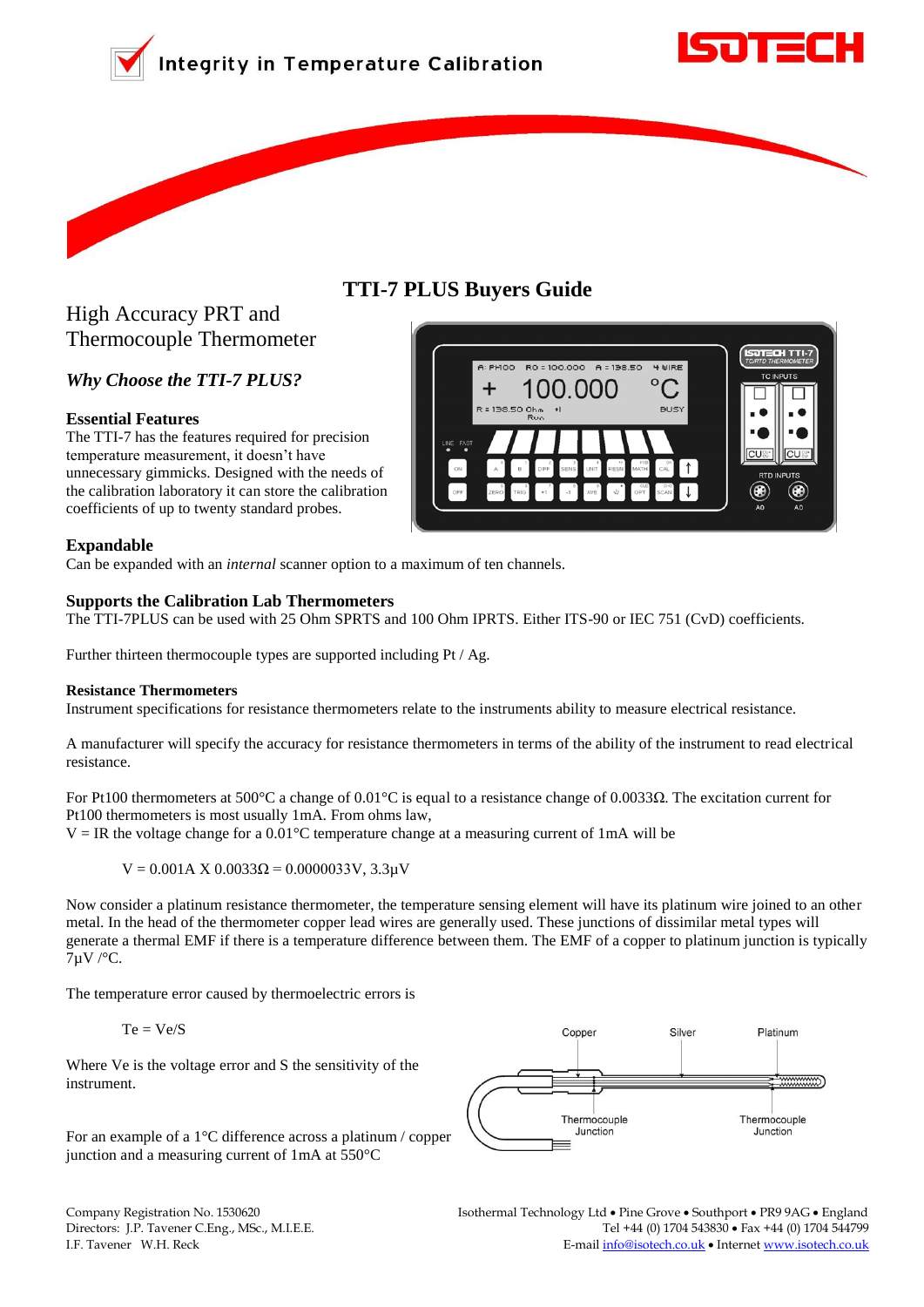Integrity in Temperature Calibration

# TTI-7 PLUS Buyers Guide

## High Accuracy PRT and Thermocouple Thermometer

### *Why Choose the TTI-7 PLUS?*

**Essential Features**

The TTI-7 has the features required for precision temperature measurement, it doesn't have unnecessary gimmicks. Designed with the needs of the calibration laboratory it can store the calibration coefficients of up to twenty standard probes.

**Expandable**

Can be expanded with an *internal* scanner option to a maximum of ten channels.

**Supports the Calibration Lab Thermometers**

The TTI-7PLUS can be used with 25 Ohm SPRTS and 100 Ohm IPRTS. Either ITS-90 or IEC 751 (CvD) coefficients.

Further thirteen thermocouple types are supported including Pt / Ag.

**Resistance Thermometers**

Instrument specifications for resistance thermometers relate to the instruments ability to measure electrical resistance.

A manufacturer will specify the accuracy for resistance thermometers in terms of the ability of the instrument to read electrical resistance.

For Pt100 thermometers at 500°C a change of 0.01°C is equal to a resistance change of 0.0033Ω. The excitation current for Pt100 thermometers is most usually 1mA. From ohms law,
V = IR the voltage change for a 0.01°C temperature change at a measuring current of 1mA will be

$$V = 0.001A \times 0.0033\Omega = 0.0000033V, 3.3\mu V$$

Now consider a platinum resistance thermometer, the temperature sensing element will have its platinum wire joined to an other metal. In the head of the thermometer copper lead wires are generally used. These junctions of dissimilar metal types will generate a thermal EMF if there is a temperature difference between them. The EMF of a copper to platinum junction is typically 7µV /°C.

The temperature error caused by thermoelectric errors is

$$T_e = V_e/S$$

Where Ve is the voltage error and S the sensitivity of the instrument.

For an example of a 1°C difference across a platinum / copper junction and a measuring current of 1mA at 550°C

Company Registration No. 1530620
Directors: J.P. Tavener C.Eng., MSc., M.I.E.E.
I.F. Tavener W.H. Reck

Isothermal Technology Ltd • Pine Grove • Southport • PR9 9AG • England
Tel +44 (0) 1704 543830 • Fax +44 (0) 1704 544799
E-mail info@isotech.co.uk • Internet www.isotech.co.uk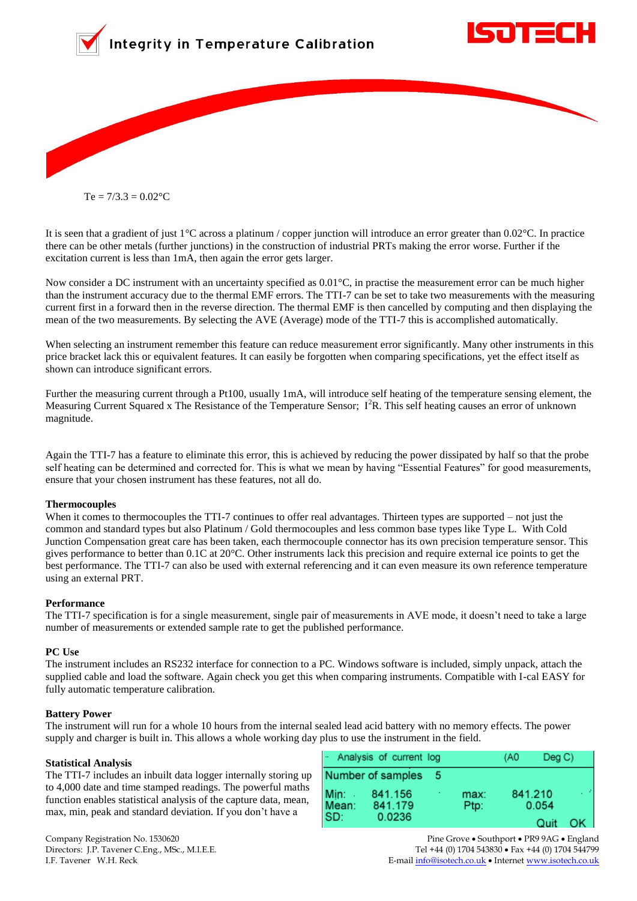Te = 7/3.3 = 0.02°C

It is seen that a gradient of just 1°C across a platinum / copper junction will introduce an error greater than 0.02°C. In practice there can be other metals (further junctions) in the construction of industrial PRTs making the error worse. Further if the excitation current is less than 1mA, then again the error gets larger.

Now consider a DC instrument with an uncertainty specified as 0.01°C, in practise the measurement error can be much higher than the instrument accuracy due to the thermal EMF errors. The TTI-7 can be set to take two measurements with the measuring current first in a forward then in the reverse direction. The thermal EMF is then cancelled by computing and then displaying the mean of the two measurements. By selecting the AVE (Average) mode of the TTI-7 this is accomplished automatically.

When selecting an instrument remember this feature can reduce measurement error significantly. Many other instruments in this price bracket lack this or equivalent features. It can easily be forgotten when comparing specifications, yet the effect itself as shown can introduce significant errors.

Further the measuring current through a Pt100, usually 1mA, will introduce self heating of the temperature sensing element, the Measuring Current Squared x The Resistance of the Temperature Sensor; $I^2R$. This self heating causes an error of unknown magnitude.

Again the TTI-7 has a feature to eliminate this error, this is achieved by reducing the power dissipated by half so that the probe self heating can be determined and corrected for. This is what we mean by having "Essential Features" for good measurements, ensure that your chosen instrument has these features, not all do.

**Thermocouples**

When it comes to thermocouples the TTI-7 continues to offer real advantages. Thirteen types are supported – not just the common and standard types but also Platinum / Gold thermocouples and less common base types like Type L. With Cold Junction Compensation great care has been taken, each thermocouple connector has its own precision temperature sensor. This gives performance to better than 0.1C at 20°C. Other instruments lack this precision and require external ice points to get the best performance. The TTI-7 can also be used with external referencing and it can even measure its own reference temperature using an external PRT.

**Performance**

The TTI-7 specification is for a single measurement, single pair of measurements in AVE mode, it doesn't need to take a large number of measurements or extended sample rate to get the published performance.

**PC Use**

The instrument includes an RS232 interface for connection to a PC. Windows software is included, simply unpack, attach the supplied cable and load the software. Again check you get this when comparing instruments. Compatible with I-cal EASY for fully automatic temperature calibration.

**Battery Power**

The instrument will run for a whole 10 hours from the internal sealed lead acid battery with no memory effects. The power supply and charger is built in. This allows a whole working day plus to use the instrument in the field.

**Statistical Analysis**

The TTI-7 includes an inbuilt data logger internally storing up to 4,000 date and time stamped readings. The powerful maths function enables statistical analysis of the capture data, mean, max, min, peak and standard deviation. If you don't have a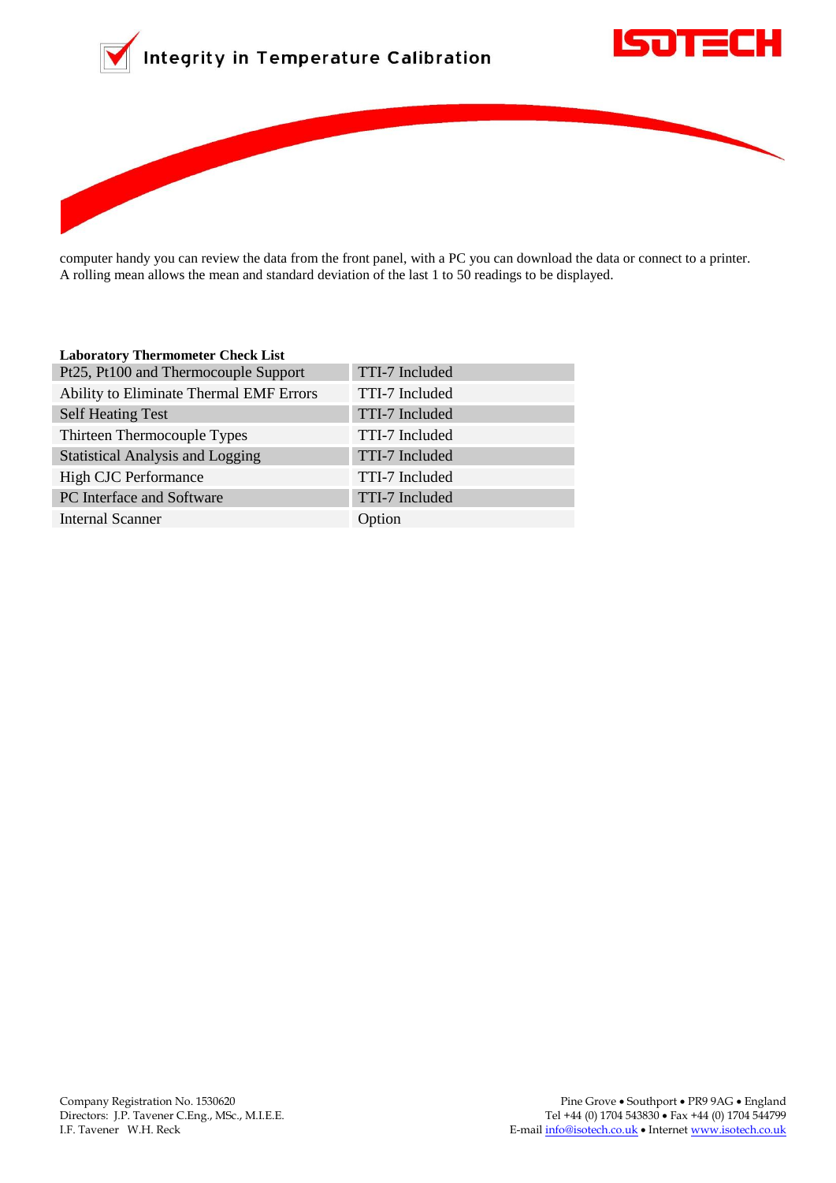computer handy you can review the data from the front panel, with a PC you can download the data or connect to a printer. A rolling mean allows the mean and standard deviation of the last 1 to 50 readings to be displayed.

**Laboratory Thermometer Check List**

| | |
|---|---|
| Pt25, Pt100 and Thermocouple Support | TTI-7 Included |
| Ability to Eliminate Thermal EMF Errors | TTI-7 Included |
| Self Heating Test | TTI-7 Included |
| Thirteen Thermocouple Types | TTI-7 Included |
| Statistical Analysis and Logging | TTI-7 Included |
| High CJC Performance | TTI-7 Included |
| PC Interface and Software | TTI-7 Included |
| Internal Scanner | Option |